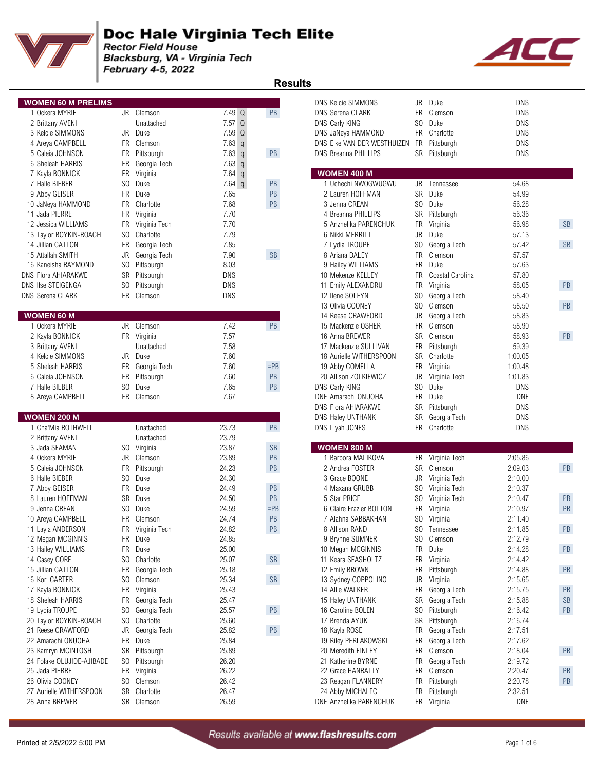# Doc Hale Virginia Tech Elite

*Rector Field House*
*Blacksburg, VA - Virginia Tech*
*February 4-5, 2022*

## Results

### WOMEN 60 M PRELIMS

| Pl | Name | Yr | Team | Time | Q | Note |
|---|---|---|---|---|---|---|
| 1 | Ockera MYRIE | JR | Clemson | 7.49 | Q | PB |
| 2 | Brittany AVENI | | Unattached | 7.57 | Q | |
| 3 | Kelcie SIMMONS | JR | Duke | 7.59 | Q | |
| 4 | Areya CAMPBELL | FR | Clemson | 7.63 | q | |
| 5 | Caleia JOHNSON | FR | Pittsburgh | 7.63 | q | PB |
| 6 | Sheleah HARRIS | FR | Georgia Tech | 7.63 | q | |
| 7 | Kayla BONNICK | FR | Virginia | 7.64 | q | |
| 7 | Halle BIEBER | SO | Duke | 7.64 | q | PB |
| 9 | Abby GEISER | FR | Duke | 7.65 | | PB |
| 10 | JaNeya HAMMOND | FR | Charlotte | 7.68 | | PB |
| 11 | Jada PIERRE | FR | Virginia | 7.70 | | |
| 12 | Jessica WILLIAMS | FR | Virginia Tech | 7.70 | | |
| 13 | Taylor BOYKIN-ROACH | SO | Charlotte | 7.79 | | |
| 14 | Jillian CATTON | FR | Georgia Tech | 7.85 | | |
| 15 | Attallah SMITH | JR | Georgia Tech | 7.90 | | SB |
| 16 | Kaneisha RAYMOND | SO | Pittsburgh | 8.03 | | |
| DNS | Flora AHIARAKWE | SR | Pittsburgh | DNS | | |
| DNS | Ilse STEIGENGA | SO | Pittsburgh | DNS | | |
| DNS | Serena CLARK | FR | Clemson | DNS | | |

### WOMEN 60 M

| Pl | Name | Yr | Team | Time | Note |
|---|---|---|---|---|---|
| 1 | Ockera MYRIE | JR | Clemson | 7.42 | PB |
| 2 | Kayla BONNICK | FR | Virginia | 7.57 | |
| 3 | Brittany AVENI | | Unattached | 7.58 | |
| 4 | Kelcie SIMMONS | JR | Duke | 7.60 | |
| 5 | Sheleah HARRIS | FR | Georgia Tech | 7.60 | =PB |
| 6 | Caleia JOHNSON | FR | Pittsburgh | 7.60 | PB |
| 7 | Halle BIEBER | SO | Duke | 7.65 | PB |
| 8 | Areya CAMPBELL | FR | Clemson | 7.67 | |

### WOMEN 200 M

| Pl | Name | Yr | Team | Time | Note |
|---|---|---|---|---|---|
| 1 | Cha'Mia ROTHWELL | | Unattached | 23.73 | PB |
| 2 | Brittany AVENI | | Unattached | 23.79 | |
| 3 | Jada SEAMAN | SO | Virginia | 23.87 | SB |
| 4 | Ockera MYRIE | JR | Clemson | 23.89 | PB |
| 5 | Caleia JOHNSON | FR | Pittsburgh | 24.23 | PB |
| 6 | Halle BIEBER | SO | Duke | 24.30 | |
| 7 | Abby GEISER | FR | Duke | 24.49 | PB |
| 8 | Lauren HOFFMAN | SR | Duke | 24.50 | PB |
| 9 | Jenna CREAN | SO | Duke | 24.59 | =PB |
| 10 | Areya CAMPBELL | FR | Clemson | 24.74 | PB |
| 11 | Layla ANDERSON | FR | Virginia Tech | 24.82 | PB |
| 12 | Megan MCGINNIS | FR | Duke | 24.85 | |
| 13 | Hailey WILLIAMS | FR | Duke | 25.00 | |
| 14 | Casey CORE | SO | Charlotte | 25.07 | SB |
| 15 | Jillian CATTON | FR | Georgia Tech | 25.18 | |
| 16 | Kori CARTER | SO | Clemson | 25.34 | SB |
| 17 | Kayla BONNICK | FR | Virginia | 25.43 | |
| 18 | Sheleah HARRIS | FR | Georgia Tech | 25.47 | |
| 19 | Lydia TROUPE | SO | Georgia Tech | 25.57 | PB |
| 20 | Taylor BOYKIN-ROACH | SO | Charlotte | 25.60 | |
| 21 | Reese CRAWFORD | JR | Georgia Tech | 25.82 | PB |
| 22 | Amarachi ONUOHA | FR | Duke | 25.84 | |
| 23 | Kamryn MCINTOSH | SR | Pittsburgh | 25.89 | |
| 24 | Folake OLUJIDE-AJIBADE | SO | Pittsburgh | 26.20 | |
| 25 | Jada PIERRE | FR | Virginia | 26.22 | |
| 26 | Olivia COONEY | SO | Clemson | 26.42 | |
| 27 | Aurielle WITHERSPOON | SR | Charlotte | 26.47 | |
| 28 | Anna BREWER | SR | Clemson | 26.59 | |
| DNS | Kelcie SIMMONS | JR | Duke | DNS | |
| DNS | Serena CLARK | FR | Clemson | DNS | |
| DNS | Carly KING | SO | Duke | DNS | |
| DNS | JaNeya HAMMOND | FR | Charlotte | DNS | |
| DNS | Elke VAN DER WESTHUIZEN | FR | Pittsburgh | DNS | |
| DNS | Breanna PHILLIPS | SR | Pittsburgh | DNS | |

### WOMEN 400 M

| Pl | Name | Yr | Team | Time | Note |
|---|---|---|---|---|---|
| 1 | Uchechi NWOGWUGWU | JR | Tennessee | 54.68 | |
| 2 | Lauren HOFFMAN | SR | Duke | 54.99 | |
| 3 | Jenna CREAN | SO | Duke | 56.28 | |
| 4 | Breanna PHILLIPS | SR | Pittsburgh | 56.36 | |
| 5 | Anzhelika PARENCHUK | FR | Virginia | 56.98 | SB |
| 6 | Nikki MERRITT | JR | Duke | 57.13 | |
| 7 | Lydia TROUPE | SO | Georgia Tech | 57.42 | SB |
| 8 | Ariana DALEY | FR | Clemson | 57.57 | |
| 9 | Hailey WILLIAMS | FR | Duke | 57.63 | |
| 10 | Mekenze KELLEY | FR | Coastal Carolina | 57.80 | |
| 11 | Emily ALEXANDRU | FR | Virginia | 58.05 | PB |
| 12 | Ilene SOLEYN | SO | Georgia Tech | 58.40 | |
| 13 | Olivia COONEY | SO | Clemson | 58.50 | PB |
| 14 | Reese CRAWFORD | JR | Georgia Tech | 58.83 | |
| 15 | Mackenzie OSHER | FR | Clemson | 58.90 | |
| 16 | Anna BREWER | SR | Clemson | 58.93 | PB |
| 17 | Mackenzie SULLIVAN | FR | Pittsburgh | 59.39 | |
| 18 | Aurielle WITHERSPOON | SR | Charlotte | 1:00.05 | |
| 19 | Abby COMELLA | FR | Virginia | 1:00.48 | |
| 20 | Allison ZOLKIEWICZ | JR | Virginia Tech | 1:01.83 | |
| DNS | Carly KING | SO | Duke | DNS | |
| DNF | Amarachi ONUOHA | FR | Duke | DNF | |
| DNS | Flora AHIARAKWE | SR | Pittsburgh | DNS | |
| DNS | Haley UNTHANK | SR | Georgia Tech | DNS | |
| DNS | Liyah JONES | FR | Charlotte | DNS | |

### WOMEN 800 M

| Pl | Name | Yr | Team | Time | Note |
|---|---|---|---|---|---|
| 1 | Barbora MALIKOVA | FR | Virginia Tech | 2:05.86 | |
| 2 | Andrea FOSTER | SR | Clemson | 2:09.03 | PB |
| 3 | Grace BOONE | JR | Virginia Tech | 2:10.00 | |
| 4 | Maxana GRUBB | SO | Virginia Tech | 2:10.37 | |
| 5 | Star PRICE | SO | Virginia Tech | 2:10.47 | PB |
| 6 | Claire Frazier BOLTON | FR | Virginia | 2:10.97 | PB |
| 7 | Alahna SABBAKHAN | SO | Virginia | 2:11.40 | |
| 8 | Allison RAND | SO | Tennessee | 2:11.85 | PB |
| 9 | Brynne SUMNER | SO | Clemson | 2:12.79 | |
| 10 | Megan MCGINNIS | FR | Duke | 2:14.28 | PB |
| 11 | Keara SEASHOLTZ | FR | Virginia | 2:14.42 | |
| 12 | Emily BROWN | FR | Pittsburgh | 2:14.88 | PB |
| 13 | Sydney COPPOLINO | JR | Virginia | 2:15.65 | |
| 14 | Allie WALKER | FR | Georgia Tech | 2:15.75 | PB |
| 15 | Haley UNTHANK | SR | Georgia Tech | 2:15.88 | SB |
| 16 | Caroline BOLEN | SO | Pittsburgh | 2:16.42 | PB |
| 17 | Brenda AYUK | SR | Pittsburgh | 2:16.74 | |
| 18 | Kayla ROSE | FR | Georgia Tech | 2:17.51 | |
| 19 | Riley PERLAKOWSKI | FR | Georgia Tech | 2:17.62 | |
| 20 | Meredith FINLEY | FR | Clemson | 2:18.04 | PB |
| 21 | Katherine BYRNE | FR | Georgia Tech | 2:19.72 | |
| 22 | Grace HANRATTY | FR | Clemson | 2:20.47 | PB |
| 23 | Reagan FLANNERY | FR | Pittsburgh | 2:20.78 | PB |
| 24 | Abby MICHALEC | FR | Pittsburgh | 2:32.51 | |
| DNF | Anzhelika PARENCHUK | FR | Virginia | DNF | |

*Results available at www.flashresults.com*

Printed at 2/5/2022 5:00 PM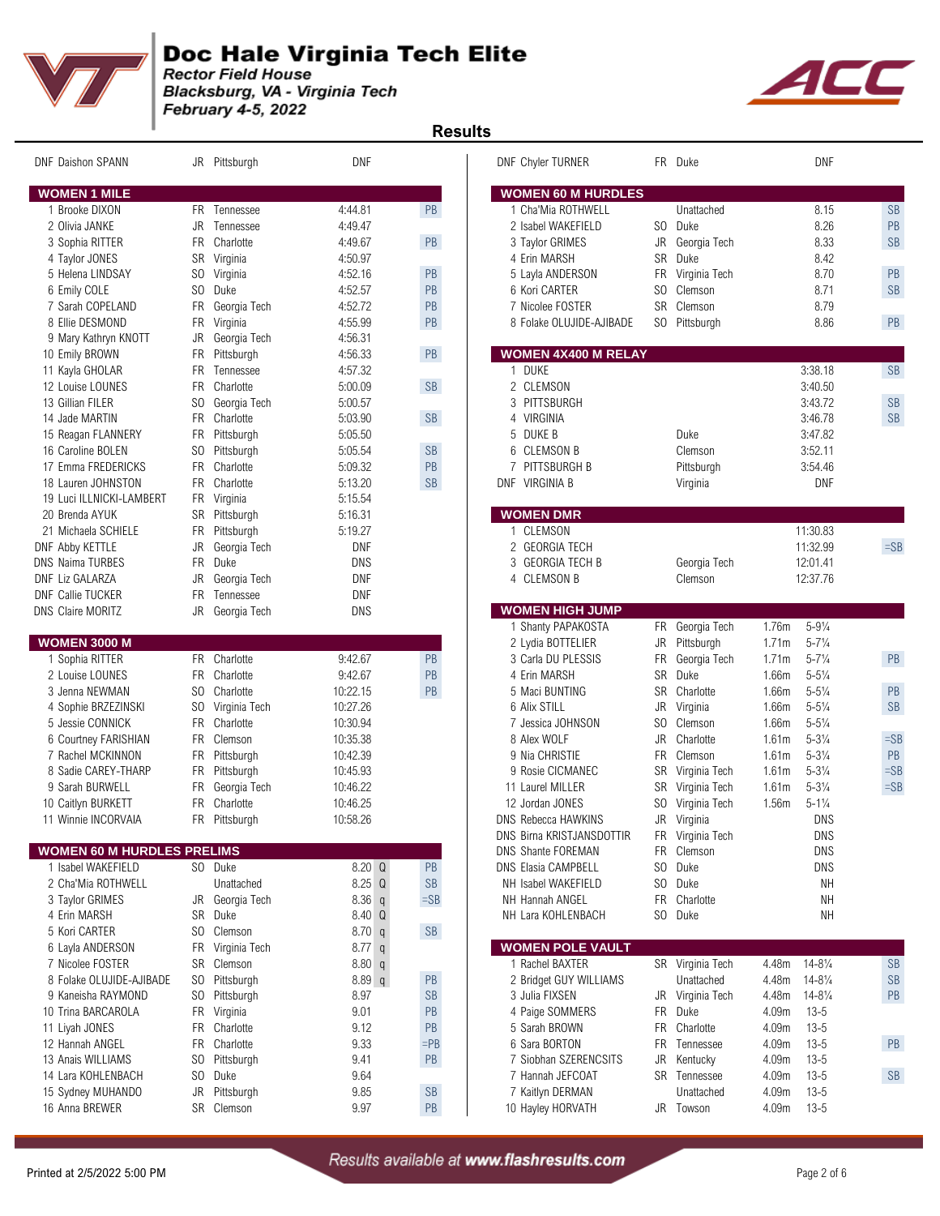# Doc Hale Virginia Tech Elite

*Rector Field House*
*Blacksburg, VA - Virginia Tech*
*February 4-5, 2022*

## Results

| Place | Name | Yr | Team | Mark | |
|---|---|---|---|---|---|
| DNF | Daishon SPANN | JR | Pittsburgh | DNF | |

### WOMEN 1 MILE

| Place | Name | Yr | Team | Mark | |
|---|---|---|---|---|---|
| 1 | Brooke DIXON | FR | Tennessee | 4:44.81 | PB |
| 2 | Olivia JANKE | JR | Tennessee | 4:49.47 | |
| 3 | Sophia RITTER | FR | Charlotte | 4:49.67 | PB |
| 4 | Taylor JONES | SR | Virginia | 4:50.97 | |
| 5 | Helena LINDSAY | SO | Virginia | 4:52.16 | PB |
| 6 | Emily COLE | SO | Duke | 4:52.57 | PB |
| 7 | Sarah COPELAND | FR | Georgia Tech | 4:52.72 | PB |
| 8 | Ellie DESMOND | FR | Virginia | 4:55.99 | PB |
| 9 | Mary Kathryn KNOTT | JR | Georgia Tech | 4:56.31 | |
| 10 | Emily BROWN | FR | Pittsburgh | 4:56.33 | PB |
| 11 | Kayla GHOLAR | FR | Tennessee | 4:57.32 | |
| 12 | Louise LOUNES | FR | Charlotte | 5:00.09 | SB |
| 13 | Gillian FILER | SO | Georgia Tech | 5:00.57 | |
| 14 | Jade MARTIN | FR | Charlotte | 5:03.90 | SB |
| 15 | Reagan FLANNERY | FR | Pittsburgh | 5:05.50 | |
| 16 | Caroline BOLEN | SO | Pittsburgh | 5:05.54 | SB |
| 17 | Emma FREDERICKS | FR | Charlotte | 5:09.32 | PB |
| 18 | Lauren JOHNSTON | FR | Charlotte | 5:13.20 | SB |
| 19 | Luci ILLNICKI-LAMBERT | FR | Virginia | 5:15.54 | |
| 20 | Brenda AYUK | SR | Pittsburgh | 5:16.31 | |
| 21 | Michaela SCHIELE | FR | Pittsburgh | 5:19.27 | |
| DNF | Abby KETTLE | JR | Georgia Tech | DNF | |
| DNS | Naima TURBES | FR | Duke | DNS | |
| DNF | Liz GALAZRA | JR | Georgia Tech | DNF | |
| DNF | Callie TUCKER | FR | Tennessee | DNF | |
| DNS | Claire MORITZ | JR | Georgia Tech | DNS | |

### WOMEN 3000 M

| Place | Name | Yr | Team | Mark | |
|---|---|---|---|---|---|
| 1 | Sophia RITTER | FR | Charlotte | 9:42.67 | PB |
| 2 | Louise LOUNES | FR | Charlotte | 9:42.67 | PB |
| 3 | Jenna NEWMAN | SO | Charlotte | 10:22.15 | PB |
| 4 | Sophie BRZEZINSKI | SO | Virginia Tech | 10:27.26 | |
| 5 | Jessie CONNICK | FR | Charlotte | 10:30.94 | |
| 6 | Courtney FARISHIAN | FR | Clemson | 10:35.38 | |
| 7 | Rachel MCKINNON | FR | Pittsburgh | 10:42.39 | |
| 8 | Sadie CAREY-THARP | FR | Pittsburgh | 10:45.93 | |
| 9 | Sarah BURWELL | FR | Georgia Tech | 10:46.22 | |
| 10 | Caitlyn BURKETT | FR | Charlotte | 10:46.25 | |
| 11 | Winnie INCORVAIA | FR | Pittsburgh | 10:58.26 | |

### WOMEN 60 M HURDLES PRELIMS

| Place | Name | Yr | Team | Mark | Q | |
|---|---|---|---|---|---|---|
| 1 | Isabel WAKEFIELD | SO | Duke | 8.20 | Q | PB |
| 2 | Cha'Mia ROTHWELL | | Unattached | 8.25 | Q | SB |
| 3 | Taylor GRIMES | JR | Georgia Tech | 8.36 | q | =SB |
| 4 | Erin MARSH | SR | Duke | 8.40 | Q | |
| 5 | Kori CARTER | SO | Clemson | 8.70 | q | SB |
| 6 | Layla ANDERSON | FR | Virginia Tech | 8.77 | q | |
| 7 | Nicolee FOSTER | SR | Clemson | 8.80 | q | |
| 8 | Folake OLUJIDE-AJIBADE | SO | Pittsburgh | 8.89 | q | PB |
| 9 | Kaneisha RAYMOND | SO | Pittsburgh | 8.97 | | SB |
| 10 | Trina BARCAROLA | FR | Virginia | 9.01 | | PB |
| 11 | Liyah JONES | FR | Charlotte | 9.12 | | PB |
| 12 | Hannah ANGEL | FR | Charlotte | 9.33 | | =PB |
| 13 | Anais WILLIAMS | SO | Pittsburgh | 9.41 | | PB |
| 14 | Lara KOHLENBACH | SO | Duke | 9.64 | | |
| 15 | Sydney MUHANDO | JR | Pittsburgh | 9.85 | | SB |
| 16 | Anna BREWER | SR | Clemson | 9.97 | | PB |

| Place | Name | Yr | Team | Mark | |
|---|---|---|---|---|---|
| DNF | Chyler TURNER | FR | Duke | DNF | |

### WOMEN 60 M HURDLES

| Place | Name | Yr | Team | Mark | |
|---|---|---|---|---|---|
| 1 | Cha'Mia ROTHWELL | | Unattached | 8.15 | SB |
| 2 | Isabel WAKEFIELD | SO | Duke | 8.26 | PB |
| 3 | Taylor GRIMES | JR | Georgia Tech | 8.33 | SB |
| 4 | Erin MARSH | SR | Duke | 8.42 | |
| 5 | Layla ANDERSON | FR | Virginia Tech | 8.70 | PB |
| 6 | Kori CARTER | SO | Clemson | 8.71 | SB |
| 7 | Nicolee FOSTER | SR | Clemson | 8.79 | |
| 8 | Folake OLUJIDE-AJIBADE | SO | Pittsburgh | 8.86 | PB |

### WOMEN 4X400 M RELAY

| Place | Team | Affiliation | Mark | |
|---|---|---|---|---|
| 1 | DUKE | | 3:38.18 | SB |
| 2 | CLEMSON | | 3:40.50 | |
| 3 | PITTSBURGH | | 3:43.72 | SB |
| 4 | VIRGINIA | | 3:46.78 | SB |
| 5 | DUKE B | Duke | 3:47.82 | |
| 6 | CLEMSON B | Clemson | 3:52.11 | |
| 7 | PITTSBURGH B | Pittsburgh | 3:54.46 | |
| DNF | VIRGINIA B | Virginia | DNF | |

### WOMEN DMR

| Place | Team | Affiliation | Mark | |
|---|---|---|---|---|
| 1 | CLEMSON | | 11:30.83 | |
| 2 | GEORGIA TECH | | 11:32.99 | =SB |
| 3 | GEORGIA TECH B | Georgia Tech | 12:01.41 | |
| 4 | CLEMSON B | Clemson | 12:37.76 | |

### WOMEN HIGH JUMP

| Place | Name | Yr | Team | Mark | Imperial | |
|---|---|---|---|---|---|---|
| 1 | Shanty PAPAKOSTA | FR | Georgia Tech | 1.76m | 5-9¼ | |
| 2 | Lydia BOTTELIER | JR | Pittsburgh | 1.71m | 5-7¼ | |
| 3 | Carla DU PLESSIS | FR | Georgia Tech | 1.71m | 5-7¼ | PB |
| 4 | Erin MARSH | SR | Duke | 1.66m | 5-5¼ | |
| 5 | Maci BUNTING | SR | Charlotte | 1.66m | 5-5¼ | PB |
| 6 | Alix STILL | JR | Virginia | 1.66m | 5-5¼ | SB |
| 7 | Jessica JOHNSON | SO | Clemson | 1.66m | 5-5¼ | |
| 8 | Alex WOLF | JR | Charlotte | 1.61m | 5-3¼ | =SB |
| 9 | Nia CHRISTIE | FR | Clemson | 1.61m | 5-3¼ | PB |
| 9 | Rosie CICMANEC | SR | Virginia Tech | 1.61m | 5-3¼ | =SB |
| 11 | Laurel MILLER | SR | Virginia Tech | 1.61m | 5-3¼ | =SB |
| 12 | Jordan JONES | SO | Virginia Tech | 1.56m | 5-1¼ | |
| DNS | Rebecca HAWKINS | JR | Virginia | DNS | | |
| DNS | Birna KRISTJANSDOTTIR | FR | Virginia Tech | DNS | | |
| DNS | Shante FOREMAN | FR | Clemson | DNS | | |
| DNS | Elasia CAMPBELL | SO | Duke | DNS | | |
| NH | Isabel WAKEFIELD | SO | Duke | NH | | |
| NH | Hannah ANGEL | FR | Charlotte | NH | | |
| NH | Lara KOHLENBACH | SO | Duke | NH | | |

### WOMEN POLE VAULT

| Place | Name | Yr | Team | Mark | Imperial | |
|---|---|---|---|---|---|---|
| 1 | Rachel BAXTER | SR | Virginia Tech | 4.48m | 14-8¼ | SB |
| 2 | Bridget GUY WILLIAMS | | Unattached | 4.48m | 14-8¼ | SB |
| 3 | Julia FIXSEN | JR | Virginia Tech | 4.48m | 14-8¼ | PB |
| 4 | Paige SOMMERS | FR | Duke | 4.09m | 13-5 | |
| 5 | Sarah BROWN | FR | Charlotte | 4.09m | 13-5 | |
| 6 | Sara BORTON | FR | Tennessee | 4.09m | 13-5 | PB |
| 7 | Siobhan SZERENCSITS | JR | Kentucky | 4.09m | 13-5 | |
| 7 | Hannah JEFCOAT | SR | Tennessee | 4.09m | 13-5 | SB |
| 7 | Kaitlyn DERMAN | | Unattached | 4.09m | 13-5 | |
| 10 | Hayley HORVATH | JR | Towson | 4.09m | 13-5 | |

*Results available at www.flashresults.com*

Printed at 2/5/2022 5:00 PM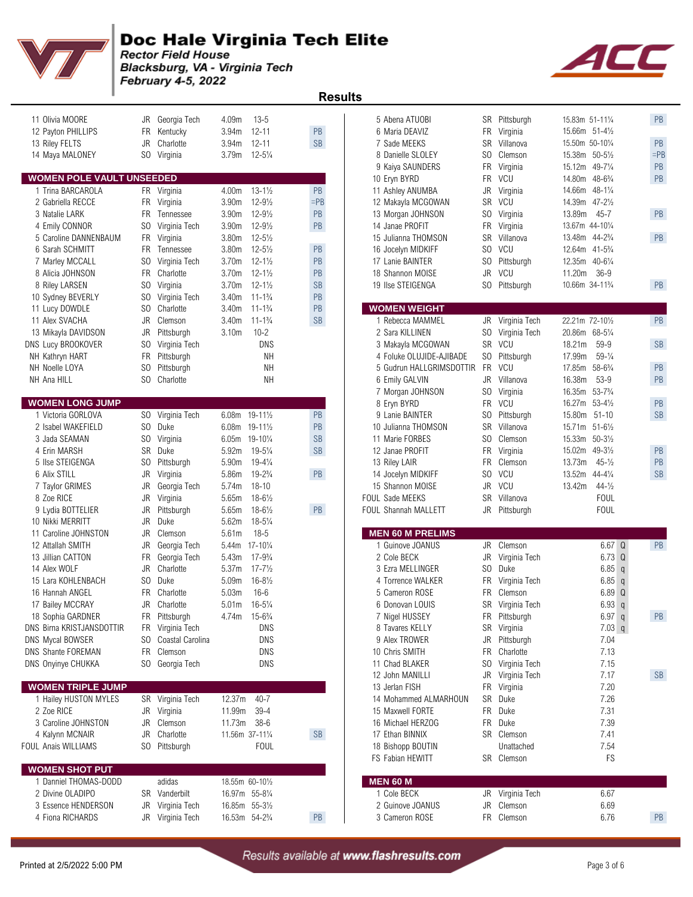# Doc Hale Virginia Tech Elite

*Rector Field House*
*Blacksburg, VA - Virginia Tech*
*February 4-5, 2022*

## Results

| Place | Name | Yr | Team | Mark | Imperial | Note |
|---|---|---|---|---|---|---|
| 11 | Olivia MOORE | JR | Georgia Tech | 4.09m | 13-5 | |
| 12 | Payton PHILLIPS | FR | Kentucky | 3.94m | 12-11 | PB |
| 13 | Riley FELTS | JR | Charlotte | 3.94m | 12-11 | SB |
| 14 | Maya MALONEY | SO | Virginia | 3.79m | 12-5¼ | |

### WOMEN POLE VAULT UNSEEDED

| Place | Name | Yr | Team | Mark | Imperial | Note |
|---|---|---|---|---|---|---|
| 1 | Trina BARCAROLA | FR | Virginia | 4.00m | 13-1½ | PB |
| 2 | Gabriella RECCE | FR | Virginia | 3.90m | 12-9½ | =PB |
| 3 | Natalie LARK | FR | Tennessee | 3.90m | 12-9½ | PB |
| 4 | Emily CONNOR | SO | Virginia Tech | 3.90m | 12-9½ | PB |
| 5 | Caroline DANNENBAUM | FR | Virginia | 3.80m | 12-5½ | |
| 6 | Sarah SCHMITT | FR | Tennessee | 3.80m | 12-5½ | PB |
| 7 | Marley MCCALL | SO | Virginia Tech | 3.70m | 12-1½ | PB |
| 8 | Alicia JOHNSON | FR | Charlotte | 3.70m | 12-1½ | PB |
| 8 | Riley LARSEN | SO | Virginia | 3.70m | 12-1½ | SB |
| 10 | Sydney BEVERLY | SO | Virginia Tech | 3.40m | 11-1¾ | PB |
| 11 | Lucy DOWDLE | SO | Charlotte | 3.40m | 11-1¾ | PB |
| 11 | Alex SVACHA | JR | Clemson | 3.40m | 11-1¾ | SB |
| 13 | Mikayla DAVIDSON | JR | Pittsburgh | 3.10m | 10-2 | |
| DNS | Lucy BROOKOVER | SO | Virginia Tech | | DNS | |
| NH | Kathryn HART | FR | Pittsburgh | | NH | |
| NH | Noelle LOYA | SO | Pittsburgh | | NH | |
| NH | Ana HILL | SO | Charlotte | | NH | |

### WOMEN LONG JUMP

| Place | Name | Yr | Team | Mark | Imperial | Note |
|---|---|---|---|---|---|---|
| 1 | Victoria GORLOVA | SO | Virginia Tech | 6.08m | 19-11½ | PB |
| 2 | Isabel WAKEFIELD | SO | Duke | 6.08m | 19-11½ | PB |
| 3 | Jada SEAMAN | SO | Virginia | 6.05m | 19-10¼ | SB |
| 4 | Erin MARSH | SR | Duke | 5.92m | 19-5¼ | SB |
| 5 | Ilse STEIGENGA | SO | Pittsburgh | 5.90m | 19-4¼ | |
| 6 | Alix STILL | JR | Virginia | 5.86m | 19-2¾ | PB |
| 7 | Taylor GRIMES | JR | Georgia Tech | 5.74m | 18-10 | |
| 8 | Zoe RICE | JR | Virginia | 5.65m | 18-6½ | |
| 9 | Lydia BOTTELIER | JR | Pittsburgh | 5.65m | 18-6½ | PB |
| 10 | Nikki MERRITT | JR | Duke | 5.62m | 18-5¼ | |
| 11 | Caroline JOHNSTON | JR | Clemson | 5.61m | 18-5 | |
| 12 | Attallah SMITH | JR | Georgia Tech | 5.44m | 17-10¼ | |
| 13 | Jillian CATTON | FR | Georgia Tech | 5.43m | 17-9¾ | |
| 14 | Alex WOLF | JR | Charlotte | 5.37m | 17-7½ | |
| 15 | Lara KOHLENBACH | SO | Duke | 5.09m | 16-8½ | |
| 16 | Hannah ANGEL | FR | Charlotte | 5.03m | 16-6 | |
| 17 | Bailey MCCRAY | JR | Charlotte | 5.01m | 16-5¼ | |
| 18 | Sophia GARDNER | FR | Pittsburgh | 4.74m | 15-6¾ | |
| DNS | Birna KRISTJANSDOTTIR | FR | Virginia Tech | | DNS | |
| DNS | Mycal BOWSER | SO | Coastal Carolina | | DNS | |
| DNS | Shante FOREMAN | FR | Clemson | | DNS | |
| DNS | Onyinye CHUKKA | SO | Georgia Tech | | DNS | |

### WOMEN TRIPLE JUMP

| Place | Name | Yr | Team | Mark | Imperial | Note |
|---|---|---|---|---|---|---|
| 1 | Hailey HUSTON MYLES | SR | Virginia Tech | 12.37m | 40-7 | |
| 2 | Zoe RICE | JR | Virginia | 11.99m | 39-4 | |
| 3 | Caroline JOHNSTON | JR | Clemson | 11.73m | 38-6 | |
| 4 | Kalynn MCNAIR | JR | Charlotte | 11.56m | 37-11¼ | SB |
| FOUL | Anais WILLIAMS | SO | Pittsburgh | | FOUL | |

### WOMEN SHOT PUT

| Place | Name | Yr | Team | Mark | Imperial | Note |
|---|---|---|---|---|---|---|
| 1 | Danniel THOMAS-DODD | | adidas | 18.55m | 60-10½ | |
| 2 | Divine OLADIPO | SR | Vanderbilt | 16.97m | 55-8¼ | |
| 3 | Essence HENDERSON | JR | Virginia Tech | 16.85m | 55-3½ | |
| 4 | Fiona RICHARDS | JR | Virginia Tech | 16.53m | 54-2¾ | PB |
| 5 | Abena ATUOBI | SR | Pittsburgh | 15.83m | 51-11¼ | PB |
| 6 | Maria DEAVIZ | FR | Virginia | 15.66m | 51-4½ | |
| 7 | Sade MEEKS | SR | Villanova | 15.50m | 50-10¼ | PB |
| 8 | Danielle SLOLEY | SO | Clemson | 15.38m | 50-5½ | =PB |
| 9 | Kaiya SAUNDERS | FR | Virginia | 15.12m | 49-7¼ | PB |
| 10 | Eryn BYRD | FR | VCU | 14.80m | 48-6¾ | PB |
| 11 | Ashley ANUMBA | JR | Virginia | 14.66m | 48-1¼ | |
| 12 | Makayla MCGOWAN | SR | VCU | 14.39m | 47-2½ | |
| 13 | Morgan JOHNSON | SO | Virginia | 13.89m | 45-7 | PB |
| 14 | Janae PROFIT | FR | Virginia | 13.67m | 44-10¼ | |
| 15 | Julianna THOMSON | SR | Villanova | 13.48m | 44-2¾ | PB |
| 16 | Jocelyn MIDKIFF | SO | VCU | 12.64m | 41-5¾ | |
| 17 | Lanie BAINTER | SO | Pittsburgh | 12.35m | 40-6¼ | |
| 18 | Shannon MOISE | JR | VCU | 11.20m | 36-9 | |
| 19 | Ilse STEIGENGA | SO | Pittsburgh | 10.66m | 34-11¾ | PB |

### WOMEN WEIGHT

| Place | Name | Yr | Team | Mark | Imperial | Note |
|---|---|---|---|---|---|---|
| 1 | Rebecca MAMMEL | JR | Virginia Tech | 22.21m | 72-10½ | PB |
| 2 | Sara KILLINEN | SO | Virginia Tech | 20.86m | 68-5¼ | |
| 3 | Makayla MCGOWAN | SR | VCU | 18.21m | 59-9 | SB |
| 4 | Foluke OLUJIDE-AJIBADE | SO | Pittsburgh | 17.99m | 59-¼ | |
| 5 | Gudrun HALLGRIMSDOTTIR | FR | VCU | 17.85m | 58-6¾ | PB |
| 6 | Emily GALVIN | JR | Villanova | 16.38m | 53-9 | PB |
| 7 | Morgan JOHNSON | SO | Virginia | 16.35m | 53-7¾ | |
| 8 | Eryn BYRD | FR | VCU | 16.27m | 53-4½ | PB |
| 9 | Lanie BAINTER | SO | Pittsburgh | 15.80m | 51-10 | SB |
| 10 | Julianna THOMSON | SR | Villanova | 15.71m | 51-6½ | |
| 11 | Marie FORBES | SO | Clemson | 15.33m | 50-3½ | |
| 12 | Janae PROFIT | FR | Virginia | 15.02m | 49-3½ | PB |
| 13 | Riley LAIR | FR | Clemson | 13.73m | 45-½ | PB |
| 14 | Jocelyn MIDKIFF | SO | VCU | 13.52m | 44-4¼ | SB |
| 15 | Shannon MOISE | JR | VCU | 13.42m | 44-½ | |
| FOUL | Sade MEEKS | SR | Villanova | | FOUL | |
| FOUL | Shannah MALLETT | JR | Pittsburgh | | FOUL | |

### MEN 60 M PRELIMS

| Place | Name | Yr | Team | Time | Q | Note |
|---|---|---|---|---|---|---|
| 1 | Guinove JOANUS | JR | Clemson | 6.67 | Q | PB |
| 2 | Cole BECK | JR | Virginia Tech | 6.73 | Q | |
| 3 | Ezra MELLINGER | SO | Duke | 6.85 | q | |
| 4 | Torrence WALKER | FR | Virginia Tech | 6.85 | q | |
| 5 | Cameron ROSE | FR | Clemson | 6.89 | Q | |
| 6 | Donovan LOUIS | SR | Virginia Tech | 6.93 | q | |
| 7 | Nigel HUSSEY | FR | Pittsburgh | 6.97 | q | PB |
| 8 | Tavares KELLY | SR | Virginia | 7.03 | q | |
| 9 | Alex TROWER | JR | Pittsburgh | 7.04 | | |
| 10 | Chris SMITH | FR | Charlotte | 7.13 | | |
| 11 | Chad BLAKER | SO | Virginia Tech | 7.15 | | |
| 12 | John MANILLI | JR | Virginia Tech | 7.17 | | SB |
| 13 | Jerlan FISH | FR | Virginia | 7.20 | | |
| 14 | Mohammed ALMARHOUN | SR | Duke | 7.26 | | |
| 15 | Maxwell FORTE | FR | Duke | 7.31 | | |
| 16 | Michael HERZOG | FR | Duke | 7.39 | | |
| 17 | Ethan BINNIX | SR | Clemson | 7.41 | | |
| 18 | Bishopp BOUTIN | | Unattached | 7.54 | | |
| FS | Fabian HEWITT | SR | Clemson | FS | | |

### MEN 60 M

| Place | Name | Yr | Team | Time | Note |
|---|---|---|---|---|---|
| 1 | Cole BECK | JR | Virginia Tech | 6.67 | |
| 2 | Guinove JOANUS | JR | Clemson | 6.69 | |
| 3 | Cameron ROSE | FR | Clemson | 6.76 | PB |

*Results available at www.flashresults.com*

Printed at 2/5/2022 5:00 PM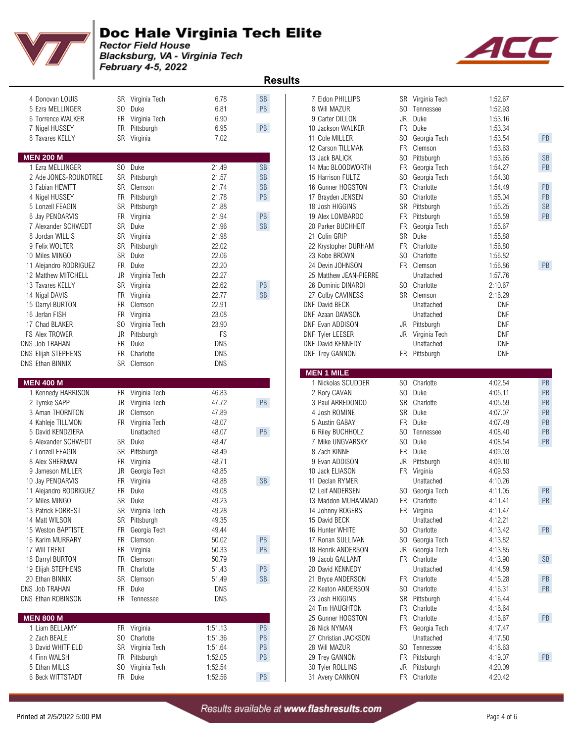# Doc Hale Virginia Tech Elite

*Rector Field House*
*Blacksburg, VA - Virginia Tech*
*February 4-5, 2022*

## Results

| Place | Name | Year | Team | Mark | Note |
|---|---|---|---|---|---|
| 4 | Donovan LOUIS | SR | Virginia Tech | 6.78 | SB |
| 5 | Ezra MELLINGER | SO | Duke | 6.81 | PB |
| 6 | Torrence WALKER | FR | Virginia Tech | 6.90 | |
| 7 | Nigel HUSSEY | FR | Pittsburgh | 6.95 | PB |
| 8 | Tavares KELLY | SR | Virginia | 7.02 | |

### MEN 200 M

| Place | Name | Year | Team | Mark | Note |
|---|---|---|---|---|---|
| 1 | Ezra MELLINGER | SO | Duke | 21.49 | SB |
| 2 | Ade JONES-ROUNDTREE | SR | Pittsburgh | 21.57 | SB |
| 3 | Fabian HEWITT | SR | Clemson | 21.74 | SB |
| 4 | Nigel HUSSEY | FR | Pittsburgh | 21.78 | PB |
| 5 | Lonzell FEAGIN | SR | Pittsburgh | 21.88 | |
| 6 | Jay PENDARVIS | FR | Virginia | 21.94 | PB |
| 7 | Alexander SCHWEDT | SR | Duke | 21.96 | SB |
| 8 | Jordan WILLIS | SR | Virginia | 21.98 | |
| 9 | Felix WOLTER | SR | Pittsburgh | 22.02 | |
| 10 | Miles MINGO | SR | Duke | 22.06 | |
| 11 | Alejandro RODRIGUEZ | FR | Duke | 22.20 | |
| 12 | Matthew MITCHELL | JR | Virginia Tech | 22.27 | |
| 13 | Tavares KELLY | SR | Virginia | 22.62 | PB |
| 14 | Nigal DAVIS | FR | Virginia | 22.77 | SB |
| 15 | Darryl BURTON | FR | Clemson | 22.91 | |
| 16 | Jerlan FISH | FR | Virginia | 23.08 | |
| 17 | Chad BLAKER | SO | Virginia Tech | 23.90 | |
| FS | Alex TROWER | JR | Pittsburgh | FS | |
| DNS | Job TRAHAN | FR | Duke | DNS | |
| DNS | Elijah STEPHENS | FR | Charlotte | DNS | |
| DNS | Ethan BINNIX | SR | Clemson | DNS | |

### MEN 400 M

| Place | Name | Year | Team | Mark | Note |
|---|---|---|---|---|---|
| 1 | Kennedy HARRISON | FR | Virginia Tech | 46.83 | |
| 2 | Tyreke SAPP | JR | Virginia Tech | 47.72 | PB |
| 3 | Aman THORNTON | JR | Clemson | 47.89 | |
| 4 | Kahleje TILLMON | FR | Virginia Tech | 48.07 | |
| 5 | David KENDZIERA | | Unattached | 48.07 | PB |
| 6 | Alexander SCHWEDT | SR | Duke | 48.47 | |
| 7 | Lonzell FEAGIN | SR | Pittsburgh | 48.49 | |
| 8 | Alex SHERMAN | FR | Virginia | 48.71 | |
| 9 | Jameson MILLER | JR | Georgia Tech | 48.85 | |
| 10 | Jay PENDARVIS | FR | Virginia | 48.88 | SB |
| 11 | Alejandro RODRIGUEZ | FR | Duke | 49.08 | |
| 12 | Miles MINGO | SR | Duke | 49.23 | |
| 13 | Patrick FORREST | SR | Virginia Tech | 49.28 | |
| 14 | Matt WILSON | SR | Pittsburgh | 49.35 | |
| 15 | Weston BAPTISTE | FR | Georgia Tech | 49.44 | |
| 16 | Karim MURRARY | FR | Clemson | 50.02 | PB |
| 17 | Will TRENT | FR | Virginia | 50.33 | PB |
| 18 | Darryl BURTON | FR | Clemson | 50.79 | |
| 19 | Elijah STEPHENS | FR | Charlotte | 51.43 | PB |
| 20 | Ethan BINNIX | SR | Clemson | 51.49 | SB |
| DNS | Job TRAHAN | FR | Duke | DNS | |
| DNS | Ethan ROBINSON | FR | Tennessee | DNS | |

### MEN 800 M

| Place | Name | Year | Team | Mark | Note |
|---|---|---|---|---|---|
| 1 | Liam BELLAMY | FR | Virginia | 1:51.13 | PB |
| 2 | Zach BEALE | SO | Charlotte | 1:51.36 | PB |
| 3 | David WHITFIELD | SR | Virginia Tech | 1:51.64 | PB |
| 4 | Finn WALSH | FR | Pittsburgh | 1:52.05 | PB |
| 5 | Ethan MILLS | SO | Virginia Tech | 1:52.54 | |
| 6 | Beck WITTSTADT | FR | Duke | 1:52.56 | PB |
| 7 | Eldon PHILLIPS | SR | Virginia Tech | 1:52.67 | |
| 8 | Will MAZUR | SO | Tennessee | 1:52.93 | |
| 9 | Carter DILLON | JR | Duke | 1:53.16 | |
| 10 | Jackson WALKER | FR | Duke | 1:53.34 | |
| 11 | Cole MILLER | SO | Georgia Tech | 1:53.54 | PB |
| 12 | Carson TILLMAN | FR | Clemson | 1:53.63 | |
| 13 | Jack BALICK | SO | Pittsburgh | 1:53.65 | SB |
| 14 | Mac BLOODWORTH | FR | Georgia Tech | 1:54.27 | PB |
| 15 | Harrison FULTZ | SO | Georgia Tech | 1:54.30 | |
| 16 | Gunner HOGSTON | FR | Charlotte | 1:54.49 | PB |
| 17 | Brayden JENSEN | SO | Charlotte | 1:55.04 | PB |
| 18 | Josh HIGGINS | SR | Pittsburgh | 1:55.25 | SB |
| 19 | Alex LOMBARDO | FR | Pittsburgh | 1:55.59 | PB |
| 20 | Parker BUCHHEIT | FR | Georgia Tech | 1:55.67 | |
| 21 | Colin GRIP | SR | Duke | 1:55.88 | |
| 22 | Krystopher DURHAM | FR | Charlotte | 1:56.80 | |
| 23 | Kobe BROWN | SO | Charlotte | 1:56.82 | |
| 24 | Devin JOHNSON | FR | Clemson | 1:56.86 | PB |
| 25 | Matthew JEAN-PIERRE | | Unattached | 1:57.76 | |
| 26 | Dominic DINARDI | SO | Charlotte | 2:10.67 | |
| 27 | Colby CAVINESS | SR | Clemson | 2:16.29 | |
| DNF | David BECK | | Unattached | DNF | |
| DNF | Azaan DAWSON | | Unattached | DNF | |
| DNF | Evan ADDISON | JR | Pittsburgh | DNF | |
| DNF | Tyler LEESER | JR | Virginia Tech | DNF | |
| DNF | David KENNEDY | | Unattached | DNF | |
| DNF | Trey GANNON | FR | Pittsburgh | DNF | |

### MEN 1 MILE

| Place | Name | Year | Team | Mark | Note |
|---|---|---|---|---|---|
| 1 | Nickolas SCUDDER | SO | Charlotte | 4:02.54 | PB |
| 2 | Rory CAVAN | SO | Duke | 4:05.11 | PB |
| 3 | Paul ARREDONDO | SR | Charlotte | 4:05.59 | PB |
| 4 | Josh ROMINE | SR | Duke | 4:07.07 | PB |
| 5 | Austin GABAY | FR | Duke | 4:07.49 | PB |
| 6 | Riley BUCHHOLZ | SO | Tennessee | 4:08.40 | PB |
| 7 | Mike UNGVARSKY | SO | Duke | 4:08.54 | PB |
| 8 | Zach KINNE | FR | Duke | 4:09.03 | |
| 9 | Evan ADDISON | JR | Pittsburgh | 4:09.10 | |
| 10 | Jack ELIASON | FR | Virginia | 4:09.53 | |
| 11 | Declan RYMER | | Unattached | 4:10.26 | |
| 12 | Leif ANDERSEN | SO | Georgia Tech | 4:11.05 | PB |
| 13 | Maddon MUHAMMAD | FR | Charlotte | 4:11.41 | PB |
| 14 | Johnny ROGERS | FR | Virginia | 4:11.47 | |
| 15 | David BECK | | Unattached | 4:12.21 | |
| 16 | Hunter WHITE | SO | Charlotte | 4:13.42 | PB |
| 17 | Ronan SULLIVAN | SO | Georgia Tech | 4:13.82 | |
| 18 | Henrik ANDERSON | JR | Georgia Tech | 4:13.85 | |
| 19 | Jacob GALLANT | FR | Charlotte | 4:13.90 | SB |
| 20 | David KENNEDY | | Unattached | 4:14.59 | |
| 21 | Bryce ANDERSON | FR | Charlotte | 4:15.28 | PB |
| 22 | Keaton ANDERSON | SO | Charlotte | 4:16.31 | PB |
| 23 | Josh HIGGINS | SR | Pittsburgh | 4:16.44 | |
| 24 | Tim HAUGHTON | FR | Charlotte | 4:16.64 | |
| 25 | Gunner HOGSTON | FR | Charlotte | 4:16.67 | PB |
| 26 | Nick NYMAN | FR | Georgia Tech | 4:17.47 | |
| 27 | Christian JACKSON | | Unattached | 4:17.50 | |
| 28 | Will MAZUR | SO | Tennessee | 4:18.63 | |
| 29 | Trey GANNON | FR | Pittsburgh | 4:19.07 | PB |
| 30 | Tyler ROLLINS | JR | Pittsburgh | 4:20.09 | |
| 31 | Avery CANNON | FR | Charlotte | 4:20.42 | |

*Results available at www.flashresults.com*

Printed at 2/5/2022 5:00 PM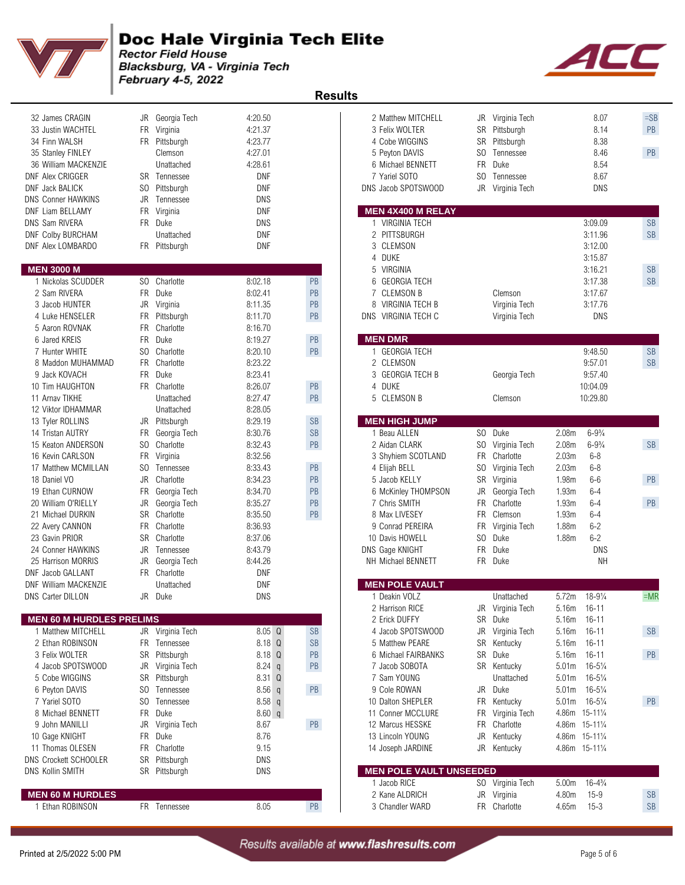# Doc Hale Virginia Tech Elite

*Rector Field House*
*Blacksburg, VA - Virginia Tech*
*February 4-5, 2022*

## Results

| Place | Name | Year | Team | Time | |
|---|---|---|---|---|---|
| 32 | James CRAGIN | JR | Georgia Tech | 4:20.50 | |
| 33 | Justin WACHTEL | FR | Virginia | 4:21.37 | |
| 34 | Finn WALSH | FR | Pittsburgh | 4:23.77 | |
| 35 | Stanley FINLEY | | Clemson | 4:27.01 | |
| 36 | William MACKENZIE | | Unattached | 4:28.61 | |
| DNF | Alex CRIGGER | SR | Tennessee | DNF | |
| DNF | Jack BALICK | SO | Pittsburgh | DNF | |
| DNS | Conner HAWKINS | JR | Tennessee | DNS | |
| DNF | Liam BELLAMY | FR | Virginia | DNF | |
| DNS | Sam RIVERA | FR | Duke | DNS | |
| DNF | Colby BURCHAM | | Unattached | DNF | |
| DNF | Alex LOMBARDO | FR | Pittsburgh | DNF | |

### MEN 3000 M

| Place | Name | Year | Team | Time | |
|---|---|---|---|---|---|
| 1 | Nickolas SCUDDER | SO | Charlotte | 8:02.18 | PB |
| 2 | Sam RIVERA | FR | Duke | 8:02.41 | PB |
| 3 | Jacob HUNTER | JR | Virginia | 8:11.35 | PB |
| 4 | Luke HENSELER | FR | Pittsburgh | 8:11.70 | PB |
| 5 | Aaron ROVNAK | FR | Charlotte | 8:16.70 | |
| 6 | Jared KREIS | FR | Duke | 8:19.27 | PB |
| 7 | Hunter WHITE | SO | Charlotte | 8:20.10 | PB |
| 8 | Maddon MUHAMMAD | FR | Charlotte | 8:23.22 | |
| 9 | Jack KOVACH | FR | Duke | 8:23.41 | |
| 10 | Tim HAUGHTON | FR | Charlotte | 8:26.07 | PB |
| 11 | Arnav TIKHE | | Unattached | 8:27.47 | PB |
| 12 | Viktor IDHAMMAR | | Unattached | 8:28.05 | |
| 13 | Tyler ROLLINS | JR | Pittsburgh | 8:29.19 | SB |
| 14 | Tristan AUTRY | FR | Georgia Tech | 8:30.76 | SB |
| 15 | Keaton ANDERSON | SO | Charlotte | 8:32.43 | PB |
| 16 | Kevin CARLSON | FR | Virginia | 8:32.56 | |
| 17 | Matthew MCMILLAN | SO | Tennessee | 8:33.43 | PB |
| 18 | Daniel VO | JR | Charlotte | 8:34.23 | PB |
| 19 | Ethan CURNOW | FR | Georgia Tech | 8:34.70 | PB |
| 20 | William O'RIELLY | JR | Georgia Tech | 8:35.27 | PB |
| 21 | Michael DURKIN | SR | Charlotte | 8:35.50 | PB |
| 22 | Avery CANNON | FR | Charlotte | 8:36.93 | |
| 23 | Gavin PRIOR | SR | Charlotte | 8:37.06 | |
| 24 | Conner HAWKINS | JR | Tennessee | 8:43.79 | |
| 25 | Harrison MORRIS | JR | Georgia Tech | 8:44.26 | |
| DNF | Jacob GALLANT | FR | Charlotte | DNF | |
| DNF | William MACKENZIE | | Unattached | DNF | |
| DNS | Carter DILLON | JR | Duke | DNS | |

### MEN 60 M HURDLES PRELIMS

| Place | Name | Year | Team | Time | Q | |
|---|---|---|---|---|---|---|
| 1 | Matthew MITCHELL | JR | Virginia Tech | 8.05 | Q | SB |
| 2 | Ethan ROBINSON | FR | Tennessee | 8.18 | Q | SB |
| 3 | Felix WOLTER | SR | Pittsburgh | 8.18 | Q | PB |
| 4 | Jacob SPOTSWOOD | JR | Virginia Tech | 8.24 | q | PB |
| 5 | Cobe WIGGINS | SR | Pittsburgh | 8.31 | Q | |
| 6 | Peyton DAVIS | SO | Tennessee | 8.56 | q | PB |
| 7 | Yariel SOTO | SO | Tennessee | 8.58 | q | |
| 8 | Michael BENNETT | FR | Duke | 8.60 | q | |
| 9 | John MANILLI | JR | Virginia Tech | 8.67 | | PB |
| 10 | Gage KNIGHT | FR | Duke | 8.76 | | |
| 11 | Thomas OLESEN | FR | Charlotte | 9.15 | | |
| DNS | Crockett SCHOOLER | SR | Pittsburgh | DNS | | |
| DNS | Kollin SMITH | SR | Pittsburgh | DNS | | |

### MEN 60 M HURDLES

| Place | Name | Year | Team | Time | |
|---|---|---|---|---|---|
| 1 | Ethan ROBINSON | FR | Tennessee | 8.05 | PB |
| 2 | Matthew MITCHELL | JR | Virginia Tech | 8.07 | =SB |
| 3 | Felix WOLTER | SR | Pittsburgh | 8.14 | PB |
| 4 | Cobe WIGGINS | SR | Pittsburgh | 8.38 | |
| 5 | Peyton DAVIS | SO | Tennessee | 8.46 | PB |
| 6 | Michael BENNETT | FR | Duke | 8.54 | |
| 7 | Yariel SOTO | SO | Tennessee | 8.67 | |
| DNS | Jacob SPOTSWOOD | JR | Virginia Tech | DNS | |

### MEN 4X400 M RELAY

| Place | Team | Affiliation | Time | |
|---|---|---|---|---|
| 1 | VIRGINIA TECH | | 3:09.09 | SB |
| 2 | PITTSBURGH | | 3:11.96 | SB |
| 3 | CLEMSON | | 3:12.00 | |
| 4 | DUKE | | 3:15.87 | |
| 5 | VIRGINIA | | 3:16.21 | SB |
| 6 | GEORGIA TECH | | 3:17.38 | SB |
| 7 | CLEMSON B | Clemson | 3:17.67 | |
| 8 | VIRGINIA TECH B | Virginia Tech | 3:17.76 | |
| DNS | VIRGINIA TECH C | Virginia Tech | DNS | |

### MEN DMR

| Place | Team | Affiliation | Time | |
|---|---|---|---|---|
| 1 | GEORGIA TECH | | 9:48.50 | SB |
| 2 | CLEMSON | | 9:57.01 | SB |
| 3 | GEORGIA TECH B | Georgia Tech | 9:57.40 | |
| 4 | DUKE | | 10:04.09 | |
| 5 | CLEMSON B | Clemson | 10:29.80 | |

### MEN HIGH JUMP

| Place | Name | Year | Team | Mark | Imperial | |
|---|---|---|---|---|---|---|
| 1 | Beau ALLEN | SO | Duke | 2.08m | 6-9¾ | |
| 2 | Aidan CLARK | SO | Virginia Tech | 2.08m | 6-9¾ | SB |
| 3 | Shyhiem SCOTLAND | FR | Charlotte | 2.03m | 6-8 | |
| 4 | Elijah BELL | SO | Virginia Tech | 2.03m | 6-8 | |
| 5 | Jacob KELLY | SR | Virginia | 1.98m | 6-6 | PB |
| 6 | McKinley THOMPSON | JR | Georgia Tech | 1.93m | 6-4 | |
| 7 | Chris SMITH | FR | Charlotte | 1.93m | 6-4 | PB |
| 8 | Max LIVESEY | FR | Clemson | 1.93m | 6-4 | |
| 9 | Conrad PEREIRA | FR | Virginia Tech | 1.88m | 6-2 | |
| 10 | Davis HOWELL | SO | Duke | 1.88m | 6-2 | |
| DNS | Gage KNIGHT | FR | Duke | DNS | | |
| NH | Michael BENNETT | FR | Duke | NH | | |

### MEN POLE VAULT

| Place | Name | Year | Team | Mark | Imperial | |
|---|---|---|---|---|---|---|
| 1 | Deakin VOLZ | | Unattached | 5.72m | 18-9¼ | =MR |
| 2 | Harrison RICE | JR | Virginia Tech | 5.16m | 16-11 | |
| 2 | Erick DUFFY | SR | Duke | 5.16m | 16-11 | |
| 4 | Jacob SPOTSWOOD | JR | Virginia Tech | 5.16m | 16-11 | SB |
| 5 | Matthew PEARE | SR | Kentucky | 5.16m | 16-11 | |
| 6 | Michael FAIRBANKS | SR | Duke | 5.16m | 16-11 | PB |
| 7 | Jacob SOBOTA | SR | Kentucky | 5.01m | 16-5¼ | |
| 7 | Sam YOUNG | | Unattached | 5.01m | 16-5¼ | |
| 9 | Cole ROWAN | JR | Duke | 5.01m | 16-5¼ | |
| 10 | Dalton SHEPLER | FR | Kentucky | 5.01m | 16-5¼ | PB |
| 11 | Conner MCCLURE | FR | Virginia Tech | 4.86m | 15-11¼ | |
| 12 | Marcus HESSKE | FR | Charlotte | 4.86m | 15-11¼ | |
| 13 | Lincoln YOUNG | JR | Kentucky | 4.86m | 15-11¼ | |
| 14 | Joseph JARDINE | JR | Kentucky | 4.86m | 15-11¼ | |

### MEN POLE VAULT UNSEEDED

| Place | Name | Year | Team | Mark | Imperial | |
|---|---|---|---|---|---|---|
| 1 | Jacob RICE | SO | Virginia Tech | 5.00m | 16-4¾ | |
| 2 | Kane ALDRICH | JR | Virginia | 4.80m | 15-9 | SB |
| 3 | Chandler WARD | FR | Charlotte | 4.65m | 15-3 | SB |

Results available at www.flashresults.com

Printed at 2/5/2022 5:00 PM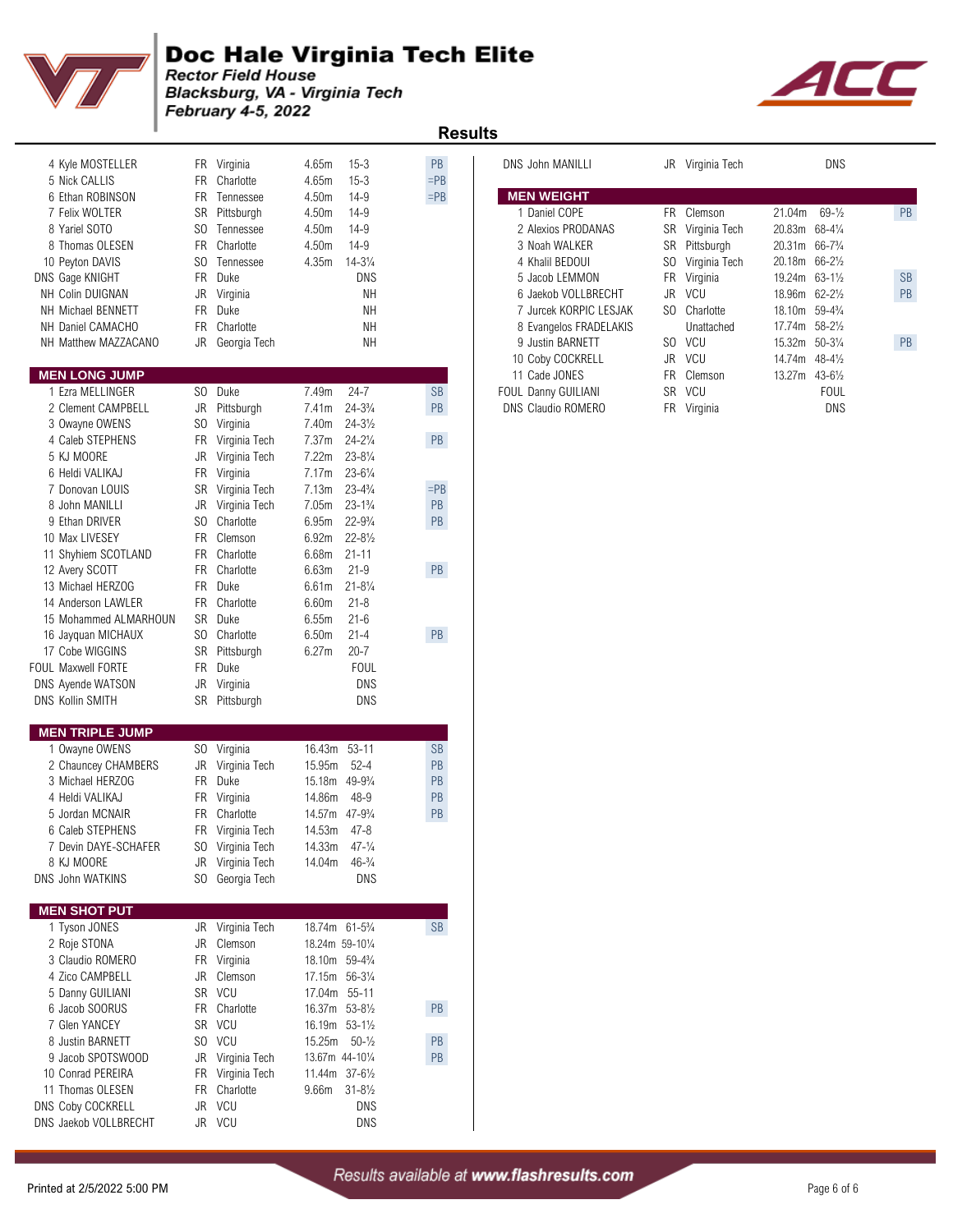# Doc Hale Virginia Tech Elite

*Rector Field House*
*Blacksburg, VA - Virginia Tech*
*February 4-5, 2022*

## Results

| | | | | | | |
|---|---|---|---|---|---|---|
| 4 | Kyle MOSTELLER | FR | Virginia | 4.65m | 15-3 | PB |
| 5 | Nick CALLIS | FR | Charlotte | 4.65m | 15-3 | =PB |
| 6 | Ethan ROBINSON | FR | Tennessee | 4.50m | 14-9 | =PB |
| 7 | Felix WOLTER | SR | Pittsburgh | 4.50m | 14-9 | |
| 8 | Yariel SOTO | SO | Tennessee | 4.50m | 14-9 | |
| 8 | Thomas OLESEN | FR | Charlotte | 4.50m | 14-9 | |
| 10 | Peyton DAVIS | SO | Tennessee | 4.35m | 14-3¼ | |
| DNS | Gage KNIGHT | FR | Duke | | DNS | |
| NH | Colin DUIGNAN | JR | Virginia | | NH | |
| NH | Michael BENNETT | FR | Duke | | NH | |
| NH | Daniel CAMACHO | FR | Charlotte | | NH | |
| NH | Matthew MAZZACANO | JR | Georgia Tech | | NH | |

### MEN LONG JUMP

| | | | | | | |
|---|---|---|---|---|---|---|
| 1 | Ezra MELLINGER | SO | Duke | 7.49m | 24-7 | SB |
| 2 | Clement CAMPBELL | JR | Pittsburgh | 7.41m | 24-3¾ | PB |
| 3 | Owayne OWENS | SO | Virginia | 7.40m | 24-3½ | |
| 4 | Caleb STEPHENS | FR | Virginia Tech | 7.37m | 24-2¼ | PB |
| 5 | KJ MOORE | JR | Virginia Tech | 7.22m | 23-8¼ | |
| 6 | Heldi VALIKAJ | FR | Virginia | 7.17m | 23-6¼ | |
| 7 | Donovan LOUIS | SR | Virginia Tech | 7.13m | 23-4¾ | =PB |
| 8 | John MANILLI | JR | Virginia Tech | 7.05m | 23-1¾ | PB |
| 9 | Ethan DRIVER | SO | Charlotte | 6.95m | 22-9¾ | PB |
| 10 | Max LIVESEY | FR | Clemson | 6.92m | 22-8½ | |
| 11 | Shyhiem SCOTLAND | FR | Charlotte | 6.68m | 21-11 | |
| 12 | Avery SCOTT | FR | Charlotte | 6.63m | 21-9 | PB |
| 13 | Michael HERZOG | FR | Duke | 6.61m | 21-8¼ | |
| 14 | Anderson LAWLER | FR | Charlotte | 6.60m | 21-8 | |
| 15 | Mohammed ALMARHOUN | SR | Duke | 6.55m | 21-6 | |
| 16 | Jayquan MICHAUX | SO | Charlotte | 6.50m | 21-4 | PB |
| 17 | Cobe WIGGINS | SR | Pittsburgh | 6.27m | 20-7 | |
| FOUL | Maxwell FORTE | FR | Duke | | FOUL | |
| DNS | Ayende WATSON | JR | Virginia | | DNS | |
| DNS | Kollin SMITH | SR | Pittsburgh | | DNS | |

### MEN TRIPLE JUMP

| | | | | | | |
|---|---|---|---|---|---|---|
| 1 | Owayne OWENS | SO | Virginia | 16.43m | 53-11 | SB |
| 2 | Chauncey CHAMBERS | JR | Virginia Tech | 15.95m | 52-4 | PB |
| 3 | Michael HERZOG | FR | Duke | 15.18m | 49-9¾ | PB |
| 4 | Heldi VALIKAJ | FR | Virginia | 14.86m | 48-9 | PB |
| 5 | Jordan MCNAIR | FR | Charlotte | 14.57m | 47-9¾ | PB |
| 6 | Caleb STEPHENS | FR | Virginia Tech | 14.53m | 47-8 | |
| 7 | Devin DAYE-SCHAFER | SO | Virginia Tech | 14.33m | 47-¼ | |
| 8 | KJ MOORE | JR | Virginia Tech | 14.04m | 46-¾ | |
| DNS | John WATKINS | SO | Georgia Tech | | DNS | |

### MEN SHOT PUT

| | | | | | | |
|---|---|---|---|---|---|---|
| 1 | Tyson JONES | JR | Virginia Tech | 18.74m | 61-5¾ | SB |
| 2 | Roje STONA | JR | Clemson | 18.24m | 59-10¼ | |
| 3 | Claudio ROMERO | FR | Virginia | 18.10m | 59-4¾ | |
| 4 | Zico CAMPBELL | JR | Clemson | 17.15m | 56-3¼ | |
| 5 | Danny GUILIANI | SR | VCU | 17.04m | 55-11 | |
| 6 | Jacob SOORUS | FR | Charlotte | 16.37m | 53-8½ | PB |
| 7 | Glen YANCEY | SR | VCU | 16.19m | 53-1½ | |
| 8 | Justin BARNETT | SO | VCU | 15.25m | 50-½ | PB |
| 9 | Jacob SPOTSWOOD | JR | Virginia Tech | 13.67m | 44-10¼ | PB |
| 10 | Conrad PEREIRA | FR | Virginia Tech | 11.44m | 37-6½ | |
| 11 | Thomas OLESEN | FR | Charlotte | 9.66m | 31-8½ | |
| DNS | Coby COCKRELL | JR | VCU | | DNS | |
| DNS | Jaekob VOLLBRECHT | JR | VCU | | DNS | |

| | | | | | | |
|---|---|---|---|---|---|---|
| DNS | John MANILLI | JR | Virginia Tech | | DNS | |

### MEN WEIGHT

| | | | | | | |
|---|---|---|---|---|---|---|
| 1 | Daniel COPE | FR | Clemson | 21.04m | 69-½ | PB |
| 2 | Alexios PRODANAS | SR | Virginia Tech | 20.83m | 68-4¼ | |
| 3 | Noah WALKER | SR | Pittsburgh | 20.31m | 66-7¾ | |
| 4 | Khalil BEDOUI | SO | Virginia Tech | 20.18m | 66-2½ | |
| 5 | Jacob LEMMON | FR | Virginia | 19.24m | 63-1½ | SB |
| 6 | Jaekob VOLLBRECHT | JR | VCU | 18.96m | 62-2½ | PB |
| 7 | Jurcek KORPIC LESJAK | SO | Charlotte | 18.10m | 59-4¾ | |
| 8 | Evangelos FRADELAKIS | | Unattached | 17.74m | 58-2½ | |
| 9 | Justin BARNETT | SO | VCU | 15.32m | 50-3¼ | PB |
| 10 | Coby COCKRELL | JR | VCU | 14.74m | 48-4½ | |
| 11 | Cade JONES | FR | Clemson | 13.27m | 43-6½ | |
| FOUL | Danny GUILIANI | SR | VCU | | FOUL | |
| DNS | Claudio ROMERO | FR | Virginia | | DNS | |

Results available at www.flashresults.com

Printed at 2/5/2022 5:00 PM